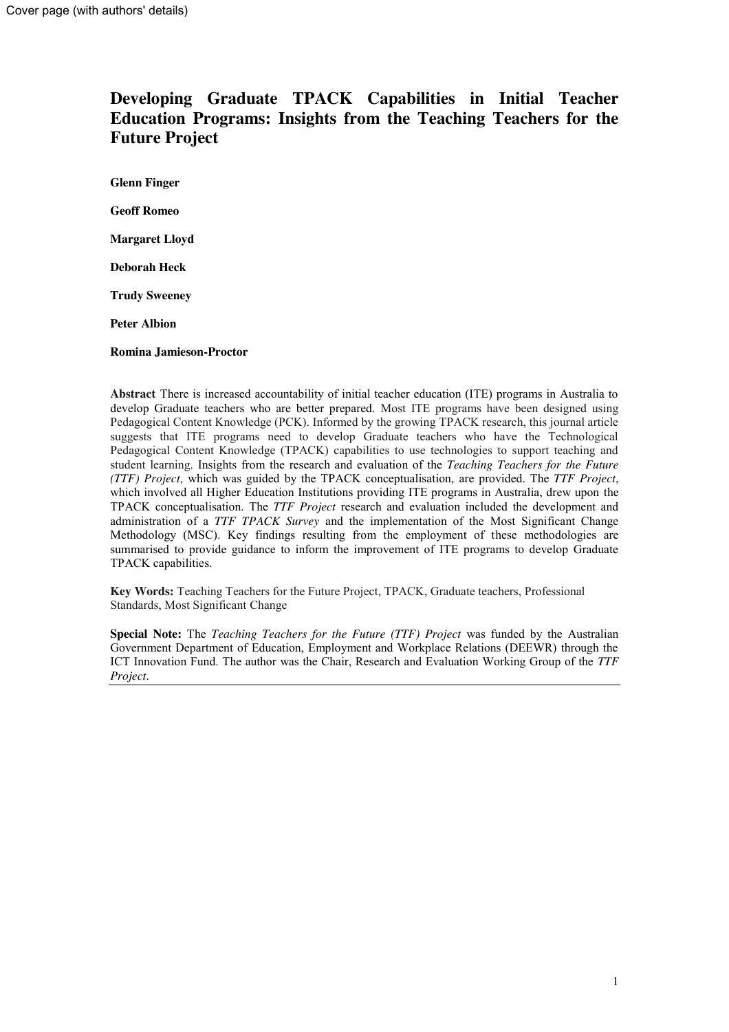Cover page (with authors' details)

# Developing Graduate TPACK Capabilities in Initial Teacher Education Programs: Insights from the Teaching Teachers for the Future Project

**Glenn Finger**

**Geoff Romeo**

**Margaret Lloyd**

**Deborah Heck**

**Trudy Sweeney**

**Peter Albion**

**Romina Jamieson-Proctor**

**Abstract** There is increased accountability of initial teacher education (ITE) programs in Australia to develop Graduate teachers who are better prepared. Most ITE programs have been designed using Pedagogical Content Knowledge (PCK). Informed by the growing TPACK research, this journal article suggests that ITE programs need to develop Graduate teachers who have the Technological Pedagogical Content Knowledge (TPACK) capabilities to use technologies to support teaching and student learning. Insights from the research and evaluation of the *Teaching Teachers for the Future (TTF) Project,* which was guided by the TPACK conceptualisation, are provided. The *TTF Project*, which involved all Higher Education Institutions providing ITE programs in Australia, drew upon the TPACK conceptualisation. The *TTF Project* research and evaluation included the development and administration of a *TTF TPACK Survey* and the implementation of the Most Significant Change Methodology (MSC). Key findings resulting from the employment of these methodologies are summarised to provide guidance to inform the improvement of ITE programs to develop Graduate TPACK capabilities.

**Key Words:** Teaching Teachers for the Future Project, TPACK, Graduate teachers, Professional Standards, Most Significant Change

**Special Note:** The *Teaching Teachers for the Future (TTF) Project* was funded by the Australian Government Department of Education, Employment and Workplace Relations (DEEWR) through the ICT Innovation Fund. The author was the Chair, Research and Evaluation Working Group of the *TTF Project*.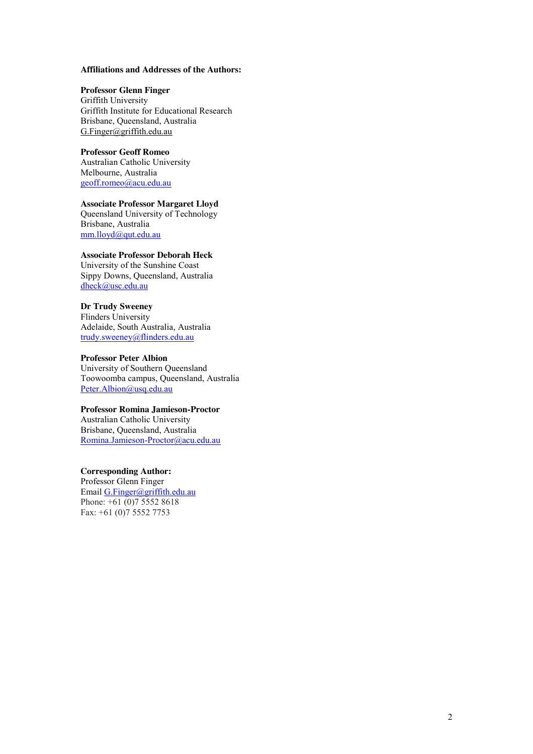**Affiliations and Addresses of the Authors:**

**Professor Glenn Finger**
Griffith University
Griffith Institute for Educational Research
Brisbane, Queensland, Australia
G.Finger@griffith.edu.au

**Professor Geoff Romeo**
Australian Catholic University
Melbourne, Australia
geoff.romeo@acu.edu.au

**Associate Professor Margaret Lloyd**
Queensland University of Technology
Brisbane, Australia
mm.lloyd@qut.edu.au

**Associate Professor Deborah Heck**
University of the Sunshine Coast
Sippy Downs, Queensland, Australia
dheck@usc.edu.au

**Dr Trudy Sweeney**
Flinders University
Adelaide, South Australia, Australia
trudy.sweeney@flinders.edu.au

**Professor Peter Albion**
University of Southern Queensland
Toowoomba campus, Queensland, Australia
Peter.Albion@usq.edu.au

**Professor Romina Jamieson-Proctor**
Australian Catholic University
Brisbane, Queensland, Australia
Romina.Jamieson-Proctor@acu.edu.au

**Corresponding Author:**
Professor Glenn Finger
Email G.Finger@griffith.edu.au
Phone: +61 (0)7 5552 8618
Fax: +61 (0)7 5552 7753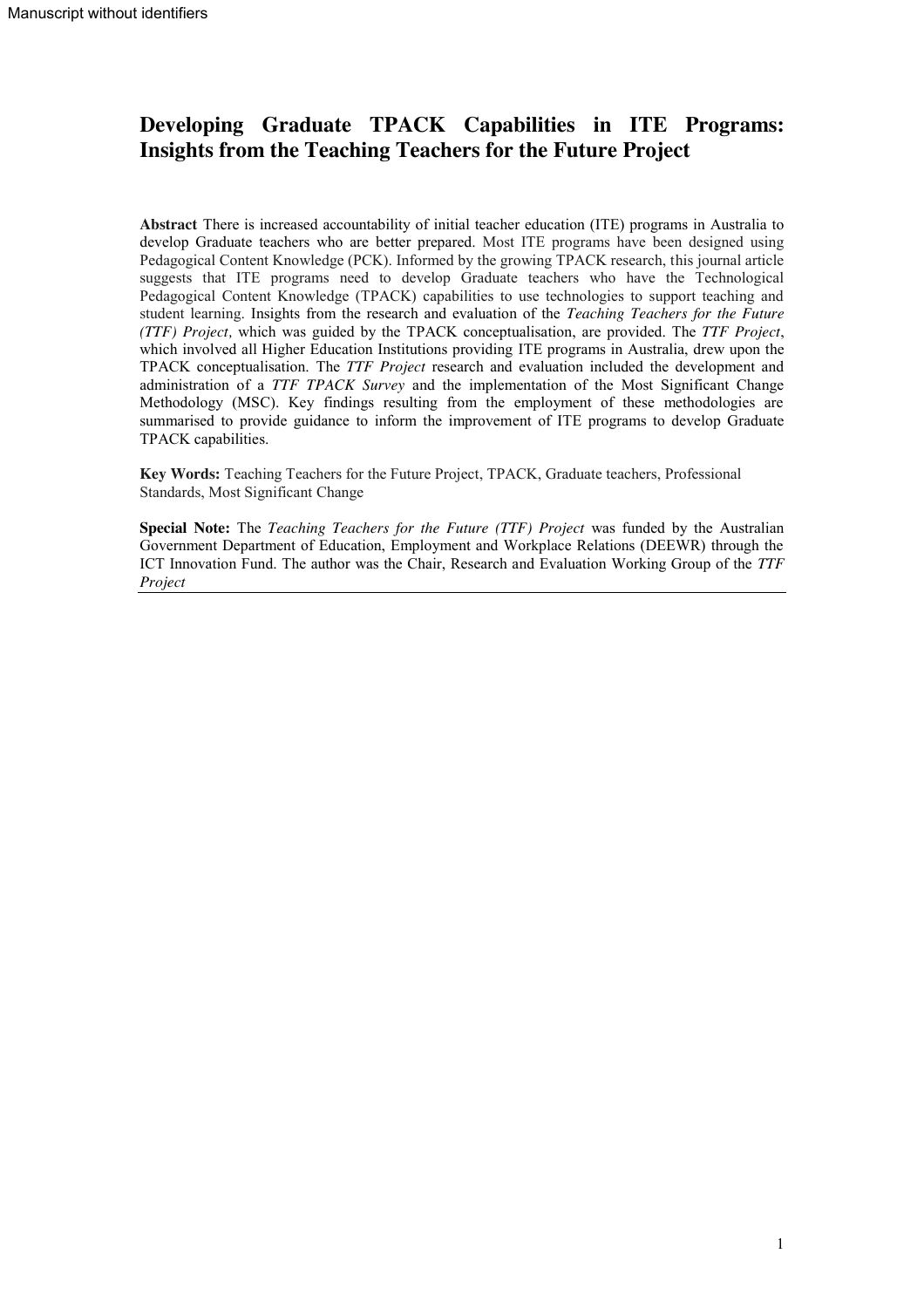# Developing Graduate TPACK Capabilities in ITE Programs: Insights from the Teaching Teachers for the Future Project

**Abstract** There is increased accountability of initial teacher education (ITE) programs in Australia to develop Graduate teachers who are better prepared. Most ITE programs have been designed using Pedagogical Content Knowledge (PCK). Informed by the growing TPACK research, this journal article suggests that ITE programs need to develop Graduate teachers who have the Technological Pedagogical Content Knowledge (TPACK) capabilities to use technologies to support teaching and student learning. Insights from the research and evaluation of the *Teaching Teachers for the Future (TTF) Project,* which was guided by the TPACK conceptualisation, are provided. The *TTF Project*, which involved all Higher Education Institutions providing ITE programs in Australia, drew upon the TPACK conceptualisation. The *TTF Project* research and evaluation included the development and administration of a *TTF TPACK Survey* and the implementation of the Most Significant Change Methodology (MSC). Key findings resulting from the employment of these methodologies are summarised to provide guidance to inform the improvement of ITE programs to develop Graduate TPACK capabilities.

**Key Words:** Teaching Teachers for the Future Project, TPACK, Graduate teachers, Professional Standards, Most Significant Change

**Special Note:** The *Teaching Teachers for the Future (TTF) Project* was funded by the Australian Government Department of Education, Employment and Workplace Relations (DEEWR) through the ICT Innovation Fund. The author was the Chair, Research and Evaluation Working Group of the *TTF Project*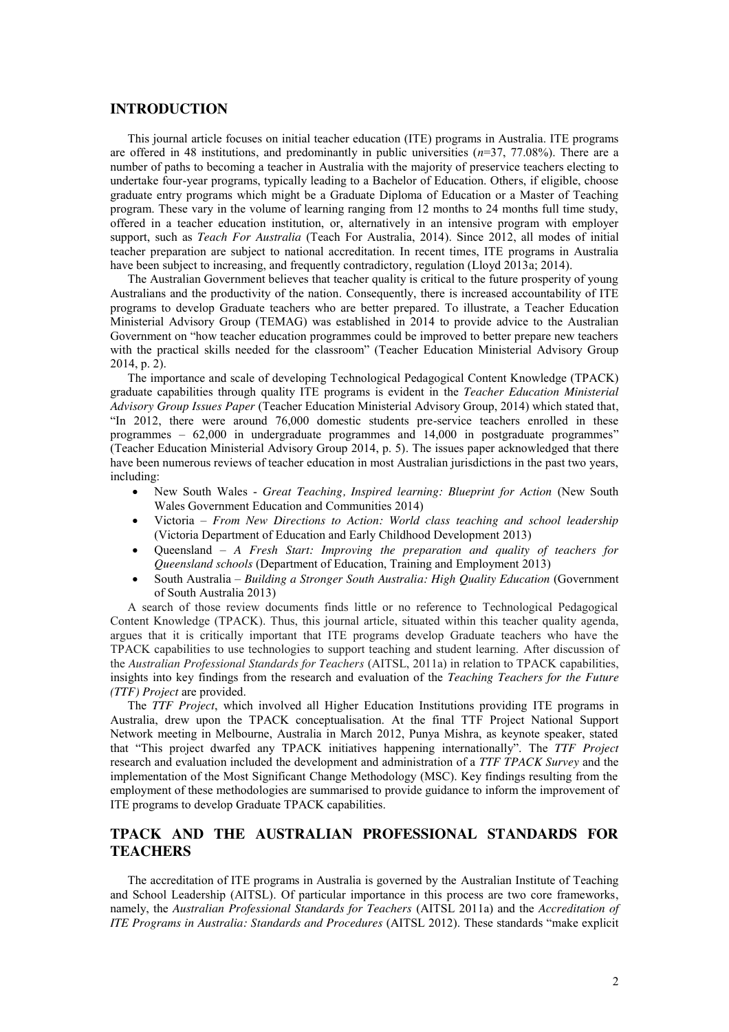## INTRODUCTION

This journal article focuses on initial teacher education (ITE) programs in Australia. ITE programs are offered in 48 institutions, and predominantly in public universities (*n*=37, 77.08%). There are a number of paths to becoming a teacher in Australia with the majority of preservice teachers electing to undertake four-year programs, typically leading to a Bachelor of Education. Others, if eligible, choose graduate entry programs which might be a Graduate Diploma of Education or a Master of Teaching program. These vary in the volume of learning ranging from 12 months to 24 months full time study, offered in a teacher education institution, or, alternatively in an intensive program with employer support, such as *Teach For Australia* (Teach For Australia, 2014). Since 2012, all modes of initial teacher preparation are subject to national accreditation. In recent times, ITE programs in Australia have been subject to increasing, and frequently contradictory, regulation (Lloyd 2013a; 2014).

The Australian Government believes that teacher quality is critical to the future prosperity of young Australians and the productivity of the nation. Consequently, there is increased accountability of ITE programs to develop Graduate teachers who are better prepared. To illustrate, a Teacher Education Ministerial Advisory Group (TEMAG) was established in 2014 to provide advice to the Australian Government on "how teacher education programmes could be improved to better prepare new teachers with the practical skills needed for the classroom" (Teacher Education Ministerial Advisory Group 2014, p. 2).

The importance and scale of developing Technological Pedagogical Content Knowledge (TPACK) graduate capabilities through quality ITE programs is evident in the *Teacher Education Ministerial Advisory Group Issues Paper* (Teacher Education Ministerial Advisory Group, 2014) which stated that, "In 2012, there were around 76,000 domestic students pre-service teachers enrolled in these programmes – 62,000 in undergraduate programmes and 14,000 in postgraduate programmes" (Teacher Education Ministerial Advisory Group 2014, p. 5). The issues paper acknowledged that there have been numerous reviews of teacher education in most Australian jurisdictions in the past two years, including:

- New South Wales - *Great Teaching, Inspired learning: Blueprint for Action* (New South Wales Government Education and Communities 2014)
- Victoria – *From New Directions to Action: World class teaching and school leadership* (Victoria Department of Education and Early Childhood Development 2013)
- Queensland – *A Fresh Start: Improving the preparation and quality of teachers for Queensland schools* (Department of Education, Training and Employment 2013)
- South Australia – *Building a Stronger South Australia: High Quality Education* (Government of South Australia 2013)

A search of those review documents finds little or no reference to Technological Pedagogical Content Knowledge (TPACK). Thus, this journal article, situated within this teacher quality agenda, argues that it is critically important that ITE programs develop Graduate teachers who have the TPACK capabilities to use technologies to support teaching and student learning. After discussion of the *Australian Professional Standards for Teachers* (AITSL, 2011a) in relation to TPACK capabilities, insights into key findings from the research and evaluation of the *Teaching Teachers for the Future (TTF) Project* are provided.

The *TTF Project*, which involved all Higher Education Institutions providing ITE programs in Australia, drew upon the TPACK conceptualisation. At the final TTF Project National Support Network meeting in Melbourne, Australia in March 2012, Punya Mishra, as keynote speaker, stated that "This project dwarfed any TPACK initiatives happening internationally". The *TTF Project* research and evaluation included the development and administration of a *TTF TPACK Survey* and the implementation of the Most Significant Change Methodology (MSC). Key findings resulting from the employment of these methodologies are summarised to provide guidance to inform the improvement of ITE programs to develop Graduate TPACK capabilities.

## TPACK AND THE AUSTRALIAN PROFESSIONAL STANDARDS FOR TEACHERS

The accreditation of ITE programs in Australia is governed by the Australian Institute of Teaching and School Leadership (AITSL). Of particular importance in this process are two core frameworks, namely, the *Australian Professional Standards for Teachers* (AITSL 2011a) and the *Accreditation of ITE Programs in Australia: Standards and Procedures* (AITSL 2012). These standards "make explicit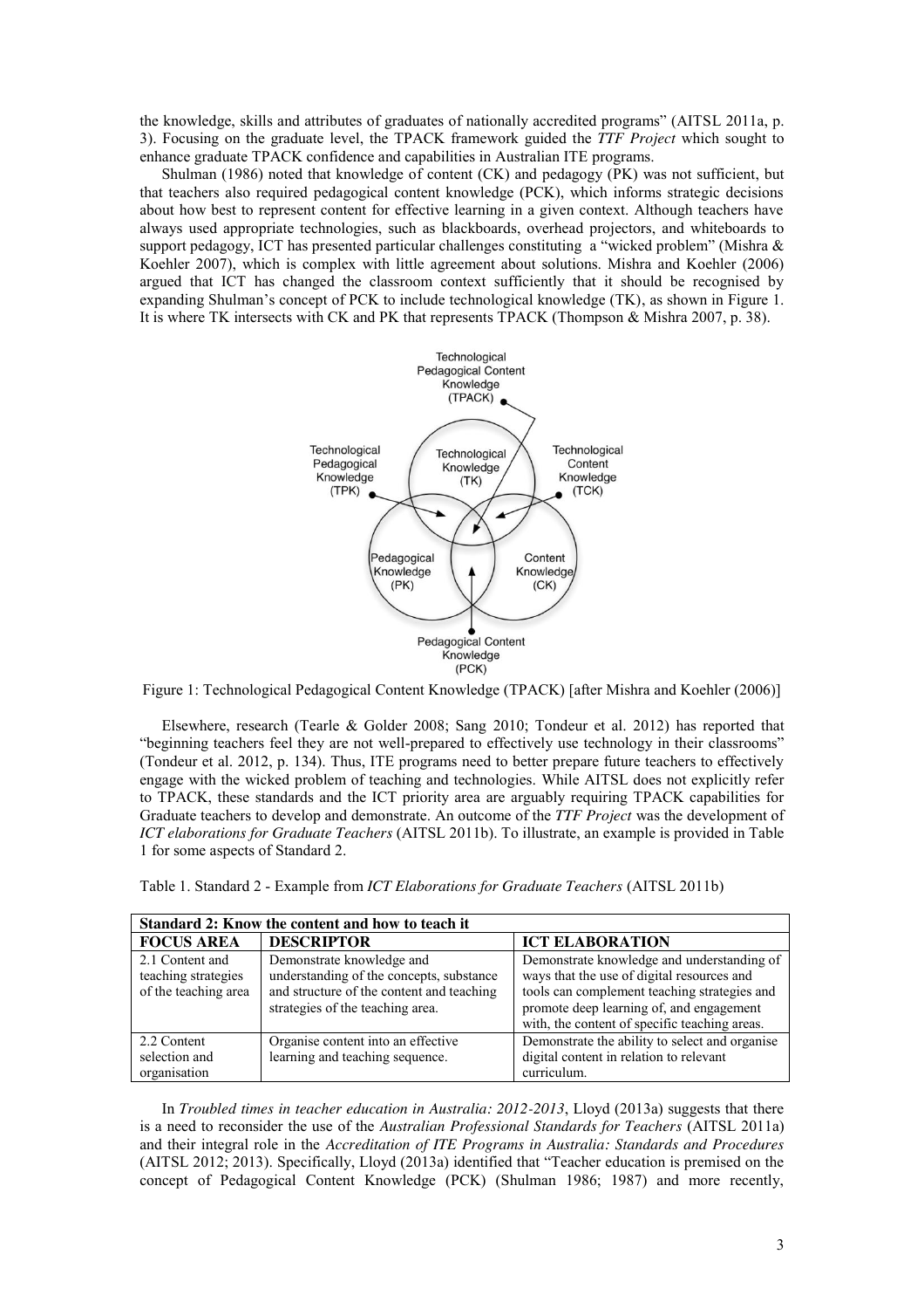the knowledge, skills and attributes of graduates of nationally accredited programs" (AITSL 2011a, p. 3). Focusing on the graduate level, the TPACK framework guided the *TTF Project* which sought to enhance graduate TPACK confidence and capabilities in Australian ITE programs.

Shulman (1986) noted that knowledge of content (CK) and pedagogy (PK) was not sufficient, but that teachers also required pedagogical content knowledge (PCK), which informs strategic decisions about how best to represent content for effective learning in a given context. Although teachers have always used appropriate technologies, such as blackboards, overhead projectors, and whiteboards to support pedagogy, ICT has presented particular challenges constituting a "wicked problem" (Mishra & Koehler 2007), which is complex with little agreement about solutions. Mishra and Koehler (2006) argued that ICT has changed the classroom context sufficiently that it should be recognised by expanding Shulman's concept of PCK to include technological knowledge (TK), as shown in Figure 1. It is where TK intersects with CK and PK that represents TPACK (Thompson & Mishra 2007, p. 38).

Figure 1: Technological Pedagogical Content Knowledge (TPACK) [after Mishra and Koehler (2006)]

Elsewhere, research (Tearle & Golder 2008; Sang 2010; Tondeur et al. 2012) has reported that "beginning teachers feel they are not well-prepared to effectively use technology in their classrooms" (Tondeur et al. 2012, p. 134). Thus, ITE programs need to better prepare future teachers to effectively engage with the wicked problem of teaching and technologies. While AITSL does not explicitly refer to TPACK, these standards and the ICT priority area are arguably requiring TPACK capabilities for Graduate teachers to develop and demonstrate. An outcome of the *TTF Project* was the development of *ICT elaborations for Graduate Teachers* (AITSL 2011b). To illustrate, an example is provided in Table 1 for some aspects of Standard 2.

Table 1. Standard 2 - Example from *ICT Elaborations for Graduate Teachers* (AITSL 2011b)

| **Standard 2: Know the content and how to teach it** | | |
|---|---|---|
| **FOCUS AREA** | **DESCRIPTOR** | **ICT ELABORATION** |
| 2.1 Content and teaching strategies of the teaching area | Demonstrate knowledge and understanding of the concepts, substance and structure of the content and teaching strategies of the teaching area. | Demonstrate knowledge and understanding of ways that the use of digital resources and tools can complement teaching strategies and promote deep learning of, and engagement with, the content of specific teaching areas. |
| 2.2 Content selection and organisation | Organise content into an effective learning and teaching sequence. | Demonstrate the ability to select and organise digital content in relation to relevant curriculum. |

In *Troubled times in teacher education in Australia: 2012-2013*, Lloyd (2013a) suggests that there is a need to reconsider the use of the *Australian Professional Standards for Teachers* (AITSL 2011a) and their integral role in the *Accreditation of ITE Programs in Australia: Standards and Procedures* (AITSL 2012; 2013). Specifically, Lloyd (2013a) identified that "Teacher education is premised on the concept of Pedagogical Content Knowledge (PCK) (Shulman 1986; 1987) and more recently,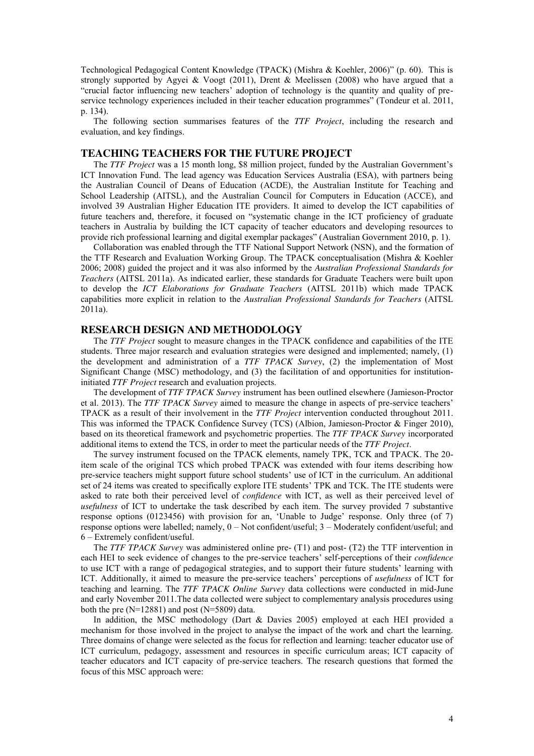Technological Pedagogical Content Knowledge (TPACK) (Mishra & Koehler, 2006)" (p. 60). This is strongly supported by Agyei & Voogt (2011), Drent & Meelissen (2008) who have argued that a "crucial factor influencing new teachers' adoption of technology is the quantity and quality of pre-service technology experiences included in their teacher education programmes" (Tondeur et al. 2011, p. 134).

The following section summarises features of the *TTF Project*, including the research and evaluation, and key findings.

## TEACHING TEACHERS FOR THE FUTURE PROJECT

The *TTF Project* was a 15 month long, $8 million project, funded by the Australian Government's ICT Innovation Fund. The lead agency was Education Services Australia (ESA), with partners being the Australian Council of Deans of Education (ACDE), the Australian Institute for Teaching and School Leadership (AITSL), and the Australian Council for Computers in Education (ACCE), and involved 39 Australian Higher Education ITE providers. It aimed to develop the ICT capabilities of future teachers and, therefore, it focused on "systematic change in the ICT proficiency of graduate teachers in Australia by building the ICT capacity of teacher educators and developing resources to provide rich professional learning and digital exemplar packages" (Australian Government 2010, p. 1).

Collaboration was enabled through the TTF National Support Network (NSN), and the formation of the TTF Research and Evaluation Working Group. The TPACK conceptualisation (Mishra & Koehler 2006; 2008) guided the project and it was also informed by the *Australian Professional Standards for Teachers* (AITSL 2011a). As indicated earlier, these standards for Graduate Teachers were built upon to develop the *ICT Elaborations for Graduate Teachers* (AITSL 2011b) which made TPACK capabilities more explicit in relation to the *Australian Professional Standards for Teachers* (AITSL 2011a).

## RESEARCH DESIGN AND METHODOLOGY

The *TTF Project* sought to measure changes in the TPACK confidence and capabilities of the ITE students. Three major research and evaluation strategies were designed and implemented; namely, (1) the development and administration of a *TTF TPACK Survey*, (2) the implementation of Most Significant Change (MSC) methodology, and (3) the facilitation of and opportunities for institution-initiated *TTF Project* research and evaluation projects.

The development of *TTF TPACK Survey* instrument has been outlined elsewhere (Jamieson-Proctor et al. 2013). The *TTF TPACK Survey* aimed to measure the change in aspects of pre-service teachers' TPACK as a result of their involvement in the *TTF Project* intervention conducted throughout 2011. This was informed the TPACK Confidence Survey (TCS) (Albion, Jamieson-Proctor & Finger 2010), based on its theoretical framework and psychometric properties. The *TTF TPACK Survey* incorporated additional items to extend the TCS, in order to meet the particular needs of the *TTF Project*.

The survey instrument focused on the TPACK elements, namely TPK, TCK and TPACK. The 20-item scale of the original TCS which probed TPACK was extended with four items describing how pre-service teachers might support future school students' use of ICT in the curriculum. An additional set of 24 items was created to specifically explore ITE students' TPK and TCK. The ITE students were asked to rate both their perceived level of *confidence* with ICT, as well as their perceived level of *usefulness* of ICT to undertake the task described by each item. The survey provided 7 substantive response options (0123456) with provision for an, 'Unable to Judge' response. Only three (of 7) response options were labelled; namely, 0 – Not confident/useful; 3 – Moderately confident/useful; and 6 – Extremely confident/useful.

The *TTF TPACK Survey* was administered online pre- (T1) and post- (T2) the TTF intervention in each HEI to seek evidence of changes to the pre-service teachers' self-perceptions of their *confidence* to use ICT with a range of pedagogical strategies, and to support their future students' learning with ICT. Additionally, it aimed to measure the pre-service teachers' perceptions of *usefulness* of ICT for teaching and learning. The *TTF TPACK Online Survey* data collections were conducted in mid-June and early November 2011.The data collected were subject to complementary analysis procedures using both the pre (N=12881) and post (N=5809) data.

In addition, the MSC methodology (Dart & Davies 2005) employed at each HEI provided a mechanism for those involved in the project to analyse the impact of the work and chart the learning. Three domains of change were selected as the focus for reflection and learning: teacher educator use of ICT curriculum, pedagogy, assessment and resources in specific curriculum areas; ICT capacity of teacher educators and ICT capacity of pre-service teachers. The research questions that formed the focus of this MSC approach were: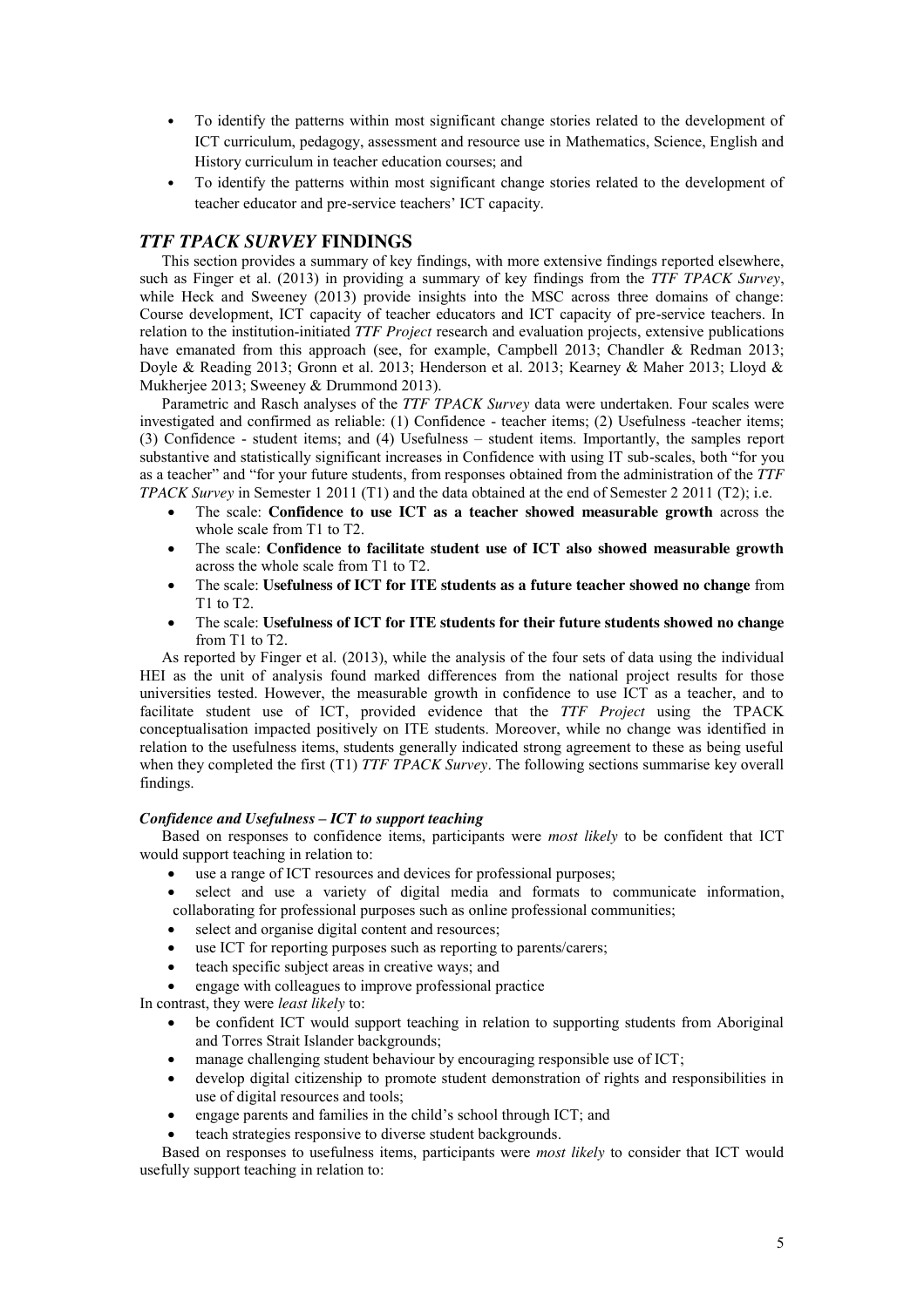- To identify the patterns within most significant change stories related to the development of ICT curriculum, pedagogy, assessment and resource use in Mathematics, Science, English and History curriculum in teacher education courses; and
- To identify the patterns within most significant change stories related to the development of teacher educator and pre-service teachers' ICT capacity.

## *TTF TPACK SURVEY* FINDINGS

This section provides a summary of key findings, with more extensive findings reported elsewhere, such as Finger et al. (2013) in providing a summary of key findings from the *TTF TPACK Survey*, while Heck and Sweeney (2013) provide insights into the MSC across three domains of change: Course development, ICT capacity of teacher educators and ICT capacity of pre-service teachers. In relation to the institution-initiated *TTF Project* research and evaluation projects, extensive publications have emanated from this approach (see, for example, Campbell 2013; Chandler & Redman 2013; Doyle & Reading 2013; Gronn et al. 2013; Henderson et al. 2013; Kearney & Maher 2013; Lloyd & Mukherjee 2013; Sweeney & Drummond 2013).

Parametric and Rasch analyses of the *TTF TPACK Survey* data were undertaken. Four scales were investigated and confirmed as reliable: (1) Confidence - teacher items; (2) Usefulness -teacher items; (3) Confidence - student items; and (4) Usefulness – student items. Importantly, the samples report substantive and statistically significant increases in Confidence with using IT sub-scales, both "for you as a teacher" and "for your future students, from responses obtained from the administration of the *TTF TPACK Survey* in Semester 1 2011 (T1) and the data obtained at the end of Semester 2 2011 (T2); i.e.

- The scale: **Confidence to use ICT as a teacher showed measurable growth** across the whole scale from T1 to T2.
- The scale: **Confidence to facilitate student use of ICT also showed measurable growth** across the whole scale from T1 to T2.
- The scale: **Usefulness of ICT for ITE students as a future teacher showed no change** from T1 to T2.
- The scale: **Usefulness of ICT for ITE students for their future students showed no change** from T1 to T2.

As reported by Finger et al. (2013), while the analysis of the four sets of data using the individual HEI as the unit of analysis found marked differences from the national project results for those universities tested. However, the measurable growth in confidence to use ICT as a teacher, and to facilitate student use of ICT, provided evidence that the *TTF Project* using the TPACK conceptualisation impacted positively on ITE students. Moreover, while no change was identified in relation to the usefulness items, students generally indicated strong agreement to these as being useful when they completed the first (T1) *TTF TPACK Survey*. The following sections summarise key overall findings.

### *Confidence and Usefulness – ICT to support teaching*

Based on responses to confidence items, participants were *most likely* to be confident that ICT would support teaching in relation to:

- use a range of ICT resources and devices for professional purposes;
- select and use a variety of digital media and formats to communicate information, collaborating for professional purposes such as online professional communities;
- select and organise digital content and resources;
- use ICT for reporting purposes such as reporting to parents/carers;
- teach specific subject areas in creative ways; and
- engage with colleagues to improve professional practice

In contrast, they were *least likely* to:

- be confident ICT would support teaching in relation to supporting students from Aboriginal and Torres Strait Islander backgrounds;
- manage challenging student behaviour by encouraging responsible use of ICT;
- develop digital citizenship to promote student demonstration of rights and responsibilities in use of digital resources and tools;
- engage parents and families in the child's school through ICT; and
- teach strategies responsive to diverse student backgrounds.

Based on responses to usefulness items, participants were *most likely* to consider that ICT would usefully support teaching in relation to: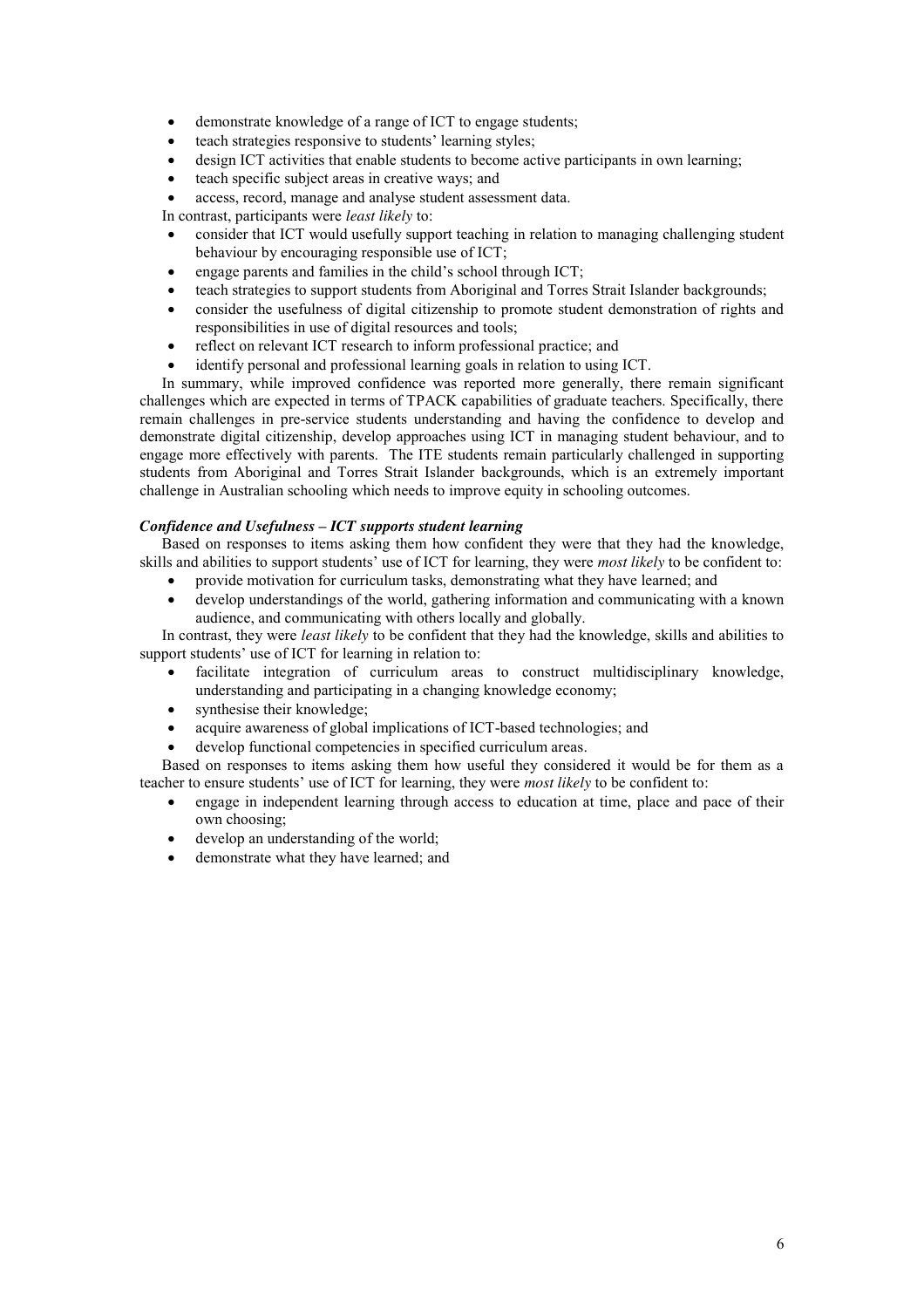- demonstrate knowledge of a range of ICT to engage students;
- teach strategies responsive to students' learning styles;
- design ICT activities that enable students to become active participants in own learning;
- teach specific subject areas in creative ways; and
- access, record, manage and analyse student assessment data.

In contrast, participants were *least likely* to:

- consider that ICT would usefully support teaching in relation to managing challenging student behaviour by encouraging responsible use of ICT;
- engage parents and families in the child's school through ICT;
- teach strategies to support students from Aboriginal and Torres Strait Islander backgrounds;
- consider the usefulness of digital citizenship to promote student demonstration of rights and responsibilities in use of digital resources and tools;
- reflect on relevant ICT research to inform professional practice; and
- identify personal and professional learning goals in relation to using ICT.

In summary, while improved confidence was reported more generally, there remain significant challenges which are expected in terms of TPACK capabilities of graduate teachers. Specifically, there remain challenges in pre-service students understanding and having the confidence to develop and demonstrate digital citizenship, develop approaches using ICT in managing student behaviour, and to engage more effectively with parents. The ITE students remain particularly challenged in supporting students from Aboriginal and Torres Strait Islander backgrounds, which is an extremely important challenge in Australian schooling which needs to improve equity in schooling outcomes.

#### *Confidence and Usefulness – ICT supports student learning*

Based on responses to items asking them how confident they were that they had the knowledge, skills and abilities to support students' use of ICT for learning, they were *most likely* to be confident to:

- provide motivation for curriculum tasks, demonstrating what they have learned; and
- develop understandings of the world, gathering information and communicating with a known audience, and communicating with others locally and globally.

In contrast, they were *least likely* to be confident that they had the knowledge, skills and abilities to support students' use of ICT for learning in relation to:

- facilitate integration of curriculum areas to construct multidisciplinary knowledge, understanding and participating in a changing knowledge economy;
- synthesise their knowledge;
- acquire awareness of global implications of ICT-based technologies; and
- develop functional competencies in specified curriculum areas.

Based on responses to items asking them how useful they considered it would be for them as a teacher to ensure students' use of ICT for learning, they were *most likely* to be confident to:

- engage in independent learning through access to education at time, place and pace of their own choosing;
- develop an understanding of the world;
- demonstrate what they have learned; and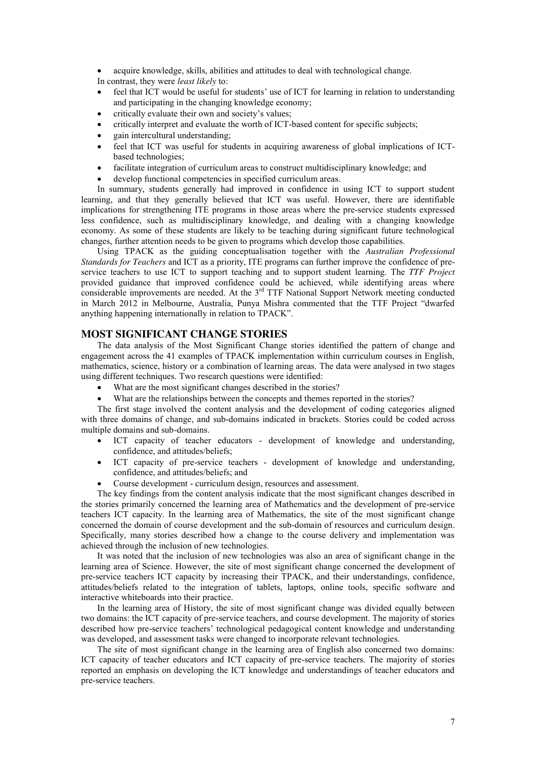- acquire knowledge, skills, abilities and attitudes to deal with technological change.

In contrast, they were *least likely* to:

- feel that ICT would be useful for students' use of ICT for learning in relation to understanding and participating in the changing knowledge economy;
- critically evaluate their own and society's values;
- critically interpret and evaluate the worth of ICT-based content for specific subjects;
- gain intercultural understanding;
- feel that ICT was useful for students in acquiring awareness of global implications of ICT-based technologies;
- facilitate integration of curriculum areas to construct multidisciplinary knowledge; and
- develop functional competencies in specified curriculum areas.

In summary, students generally had improved in confidence in using ICT to support student learning, and that they generally believed that ICT was useful. However, there are identifiable implications for strengthening ITE programs in those areas where the pre-service students expressed less confidence, such as multidisciplinary knowledge, and dealing with a changing knowledge economy. As some of these students are likely to be teaching during significant future technological changes, further attention needs to be given to programs which develop those capabilities.

Using TPACK as the guiding conceptualisation together with the *Australian Professional Standards for Teachers* and ICT as a priority, ITE programs can further improve the confidence of pre-service teachers to use ICT to support teaching and to support student learning. The *TTF Project* provided guidance that improved confidence could be achieved, while identifying areas where considerable improvements are needed. At the 3rd TTF National Support Network meeting conducted in March 2012 in Melbourne, Australia, Punya Mishra commented that the TTF Project "dwarfed anything happening internationally in relation to TPACK".

## MOST SIGNIFICANT CHANGE STORIES

The data analysis of the Most Significant Change stories identified the pattern of change and engagement across the 41 examples of TPACK implementation within curriculum courses in English, mathematics, science, history or a combination of learning areas. The data were analysed in two stages using different techniques. Two research questions were identified:

- What are the most significant changes described in the stories?
- What are the relationships between the concepts and themes reported in the stories?

The first stage involved the content analysis and the development of coding categories aligned with three domains of change, and sub-domains indicated in brackets. Stories could be coded across multiple domains and sub-domains.

- ICT capacity of teacher educators - development of knowledge and understanding, confidence, and attitudes/beliefs;
- ICT capacity of pre-service teachers - development of knowledge and understanding, confidence, and attitudes/beliefs; and
- Course development - curriculum design, resources and assessment.

The key findings from the content analysis indicate that the most significant changes described in the stories primarily concerned the learning area of Mathematics and the development of pre-service teachers ICT capacity. In the learning area of Mathematics, the site of the most significant change concerned the domain of course development and the sub-domain of resources and curriculum design. Specifically, many stories described how a change to the course delivery and implementation was achieved through the inclusion of new technologies.

It was noted that the inclusion of new technologies was also an area of significant change in the learning area of Science. However, the site of most significant change concerned the development of pre-service teachers ICT capacity by increasing their TPACK, and their understandings, confidence, attitudes/beliefs related to the integration of tablets, laptops, online tools, specific software and interactive whiteboards into their practice.

In the learning area of History, the site of most significant change was divided equally between two domains: the ICT capacity of pre-service teachers, and course development. The majority of stories described how pre-service teachers' technological pedagogical content knowledge and understanding was developed, and assessment tasks were changed to incorporate relevant technologies.

The site of most significant change in the learning area of English also concerned two domains: ICT capacity of teacher educators and ICT capacity of pre-service teachers. The majority of stories reported an emphasis on developing the ICT knowledge and understandings of teacher educators and pre-service teachers.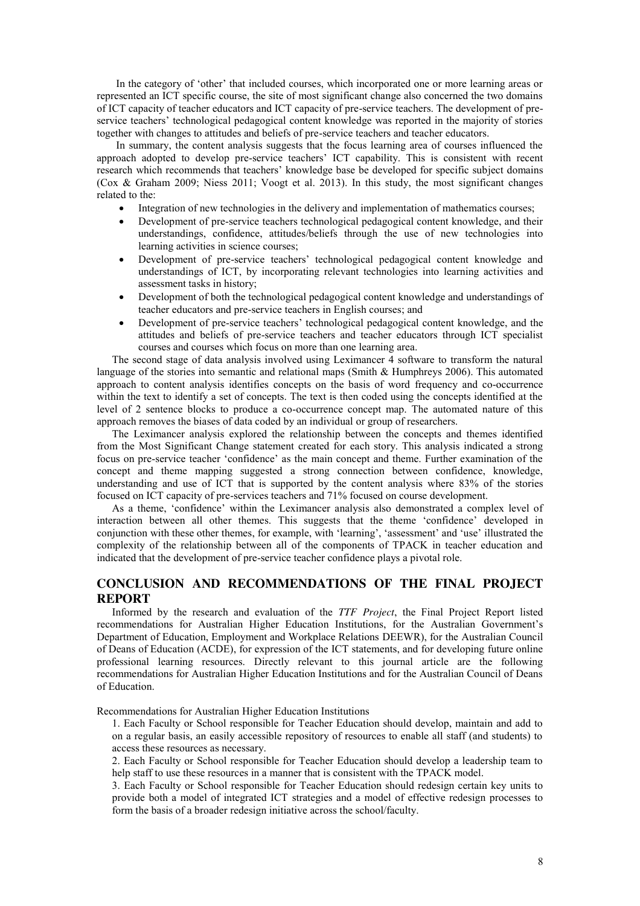In the category of 'other' that included courses, which incorporated one or more learning areas or represented an ICT specific course, the site of most significant change also concerned the two domains of ICT capacity of teacher educators and ICT capacity of pre-service teachers. The development of pre-service teachers' technological pedagogical content knowledge was reported in the majority of stories together with changes to attitudes and beliefs of pre-service teachers and teacher educators.

In summary, the content analysis suggests that the focus learning area of courses influenced the approach adopted to develop pre-service teachers' ICT capability. This is consistent with recent research which recommends that teachers' knowledge base be developed for specific subject domains (Cox & Graham 2009; Niess 2011; Voogt et al. 2013). In this study, the most significant changes related to the:

- Integration of new technologies in the delivery and implementation of mathematics courses;
- Development of pre-service teachers technological pedagogical content knowledge, and their understandings, confidence, attitudes/beliefs through the use of new technologies into learning activities in science courses;
- Development of pre-service teachers' technological pedagogical content knowledge and understandings of ICT, by incorporating relevant technologies into learning activities and assessment tasks in history;
- Development of both the technological pedagogical content knowledge and understandings of teacher educators and pre-service teachers in English courses; and
- Development of pre-service teachers' technological pedagogical content knowledge, and the attitudes and beliefs of pre-service teachers and teacher educators through ICT specialist courses and courses which focus on more than one learning area.

The second stage of data analysis involved using Leximancer 4 software to transform the natural language of the stories into semantic and relational maps (Smith & Humphreys 2006). This automated approach to content analysis identifies concepts on the basis of word frequency and co-occurrence within the text to identify a set of concepts. The text is then coded using the concepts identified at the level of 2 sentence blocks to produce a co-occurrence concept map. The automated nature of this approach removes the biases of data coded by an individual or group of researchers.

The Leximancer analysis explored the relationship between the concepts and themes identified from the Most Significant Change statement created for each story. This analysis indicated a strong focus on pre-service teacher 'confidence' as the main concept and theme. Further examination of the concept and theme mapping suggested a strong connection between confidence, knowledge, understanding and use of ICT that is supported by the content analysis where 83% of the stories focused on ICT capacity of pre-services teachers and 71% focused on course development.

As a theme, 'confidence' within the Leximancer analysis also demonstrated a complex level of interaction between all other themes. This suggests that the theme 'confidence' developed in conjunction with these other themes, for example, with 'learning', 'assessment' and 'use' illustrated the complexity of the relationship between all of the components of TPACK in teacher education and indicated that the development of pre-service teacher confidence plays a pivotal role.

## CONCLUSION AND RECOMMENDATIONS OF THE FINAL PROJECT REPORT

Informed by the research and evaluation of the *TTF Project*, the Final Project Report listed recommendations for Australian Higher Education Institutions, for the Australian Government's Department of Education, Employment and Workplace Relations DEEWR), for the Australian Council of Deans of Education (ACDE), for expression of the ICT statements, and for developing future online professional learning resources. Directly relevant to this journal article are the following recommendations for Australian Higher Education Institutions and for the Australian Council of Deans of Education.

Recommendations for Australian Higher Education Institutions

1. Each Faculty or School responsible for Teacher Education should develop, maintain and add to on a regular basis, an easily accessible repository of resources to enable all staff (and students) to access these resources as necessary.

2. Each Faculty or School responsible for Teacher Education should develop a leadership team to help staff to use these resources in a manner that is consistent with the TPACK model.

3. Each Faculty or School responsible for Teacher Education should redesign certain key units to provide both a model of integrated ICT strategies and a model of effective redesign processes to form the basis of a broader redesign initiative across the school/faculty.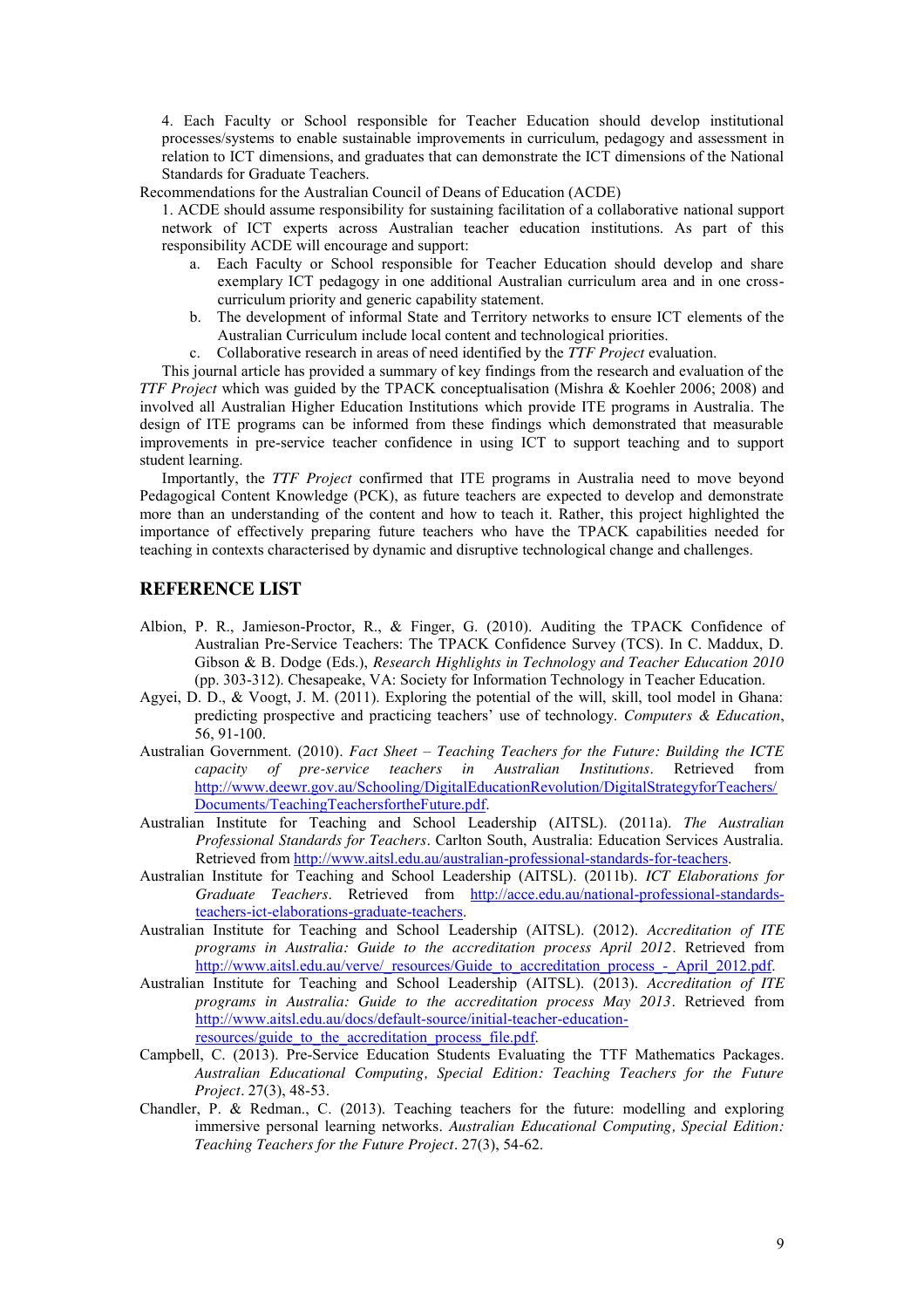4. Each Faculty or School responsible for Teacher Education should develop institutional processes/systems to enable sustainable improvements in curriculum, pedagogy and assessment in relation to ICT dimensions, and graduates that can demonstrate the ICT dimensions of the National Standards for Graduate Teachers.

Recommendations for the Australian Council of Deans of Education (ACDE)

1. ACDE should assume responsibility for sustaining facilitation of a collaborative national support network of ICT experts across Australian teacher education institutions. As part of this responsibility ACDE will encourage and support:
   a. Each Faculty or School responsible for Teacher Education should develop and share exemplary ICT pedagogy in one additional Australian curriculum area and in one cross-curriculum priority and generic capability statement.
   b. The development of informal State and Territory networks to ensure ICT elements of the Australian Curriculum include local content and technological priorities.
   c. Collaborative research in areas of need identified by the *TTF Project* evaluation.

This journal article has provided a summary of key findings from the research and evaluation of the *TTF Project* which was guided by the TPACK conceptualisation (Mishra & Koehler 2006; 2008) and involved all Australian Higher Education Institutions which provide ITE programs in Australia. The design of ITE programs can be informed from these findings which demonstrated that measurable improvements in pre-service teacher confidence in using ICT to support teaching and to support student learning.

Importantly, the *TTF Project* confirmed that ITE programs in Australia need to move beyond Pedagogical Content Knowledge (PCK), as future teachers are expected to develop and demonstrate more than an understanding of the content and how to teach it. Rather, this project highlighted the importance of effectively preparing future teachers who have the TPACK capabilities needed for teaching in contexts characterised by dynamic and disruptive technological change and challenges.

## REFERENCE LIST

Albion, P. R., Jamieson-Proctor, R., & Finger, G. (2010). Auditing the TPACK Confidence of Australian Pre-Service Teachers: The TPACK Confidence Survey (TCS). In C. Maddux, D. Gibson & B. Dodge (Eds.), *Research Highlights in Technology and Teacher Education 2010* (pp. 303-312). Chesapeake, VA: Society for Information Technology in Teacher Education.

Agyei, D. D., & Voogt, J. M. (2011). Exploring the potential of the will, skill, tool model in Ghana: predicting prospective and practicing teachers' use of technology. *Computers & Education*, 56, 91-100.

Australian Government. (2010). *Fact Sheet – Teaching Teachers for the Future: Building the ICTE capacity of pre-service teachers in Australian Institutions*. Retrieved from http://www.deewr.gov.au/Schooling/DigitalEducationRevolution/DigitalStrategyforTeachers/Documents/TeachingTeachersfortheFuture.pdf.

Australian Institute for Teaching and School Leadership (AITSL). (2011a). *The Australian Professional Standards for Teachers*. Carlton South, Australia: Education Services Australia. Retrieved from http://www.aitsl.edu.au/australian-professional-standards-for-teachers.

Australian Institute for Teaching and School Leadership (AITSL). (2011b). *ICT Elaborations for Graduate Teachers*. Retrieved from http://acce.edu.au/national-professional-standards-teachers-ict-elaborations-graduate-teachers.

Australian Institute for Teaching and School Leadership (AITSL). (2012). *Accreditation of ITE programs in Australia: Guide to the accreditation process April 2012*. Retrieved from http://www.aitsl.edu.au/verve/_resources/Guide_to_accreditation_process_-_April_2012.pdf.

Australian Institute for Teaching and School Leadership (AITSL). (2013). *Accreditation of ITE programs in Australia: Guide to the accreditation process May 2013*. Retrieved from http://www.aitsl.edu.au/docs/default-source/initial-teacher-education-resources/guide_to_the_accreditation_process_file.pdf.

Campbell, C. (2013). Pre-Service Education Students Evaluating the TTF Mathematics Packages. *Australian Educational Computing, Special Edition: Teaching Teachers for the Future Project*. 27(3), 48-53.

Chandler, P. & Redman., C. (2013). Teaching teachers for the future: modelling and exploring immersive personal learning networks. *Australian Educational Computing, Special Edition: Teaching Teachers for the Future Project*. 27(3), 54-62.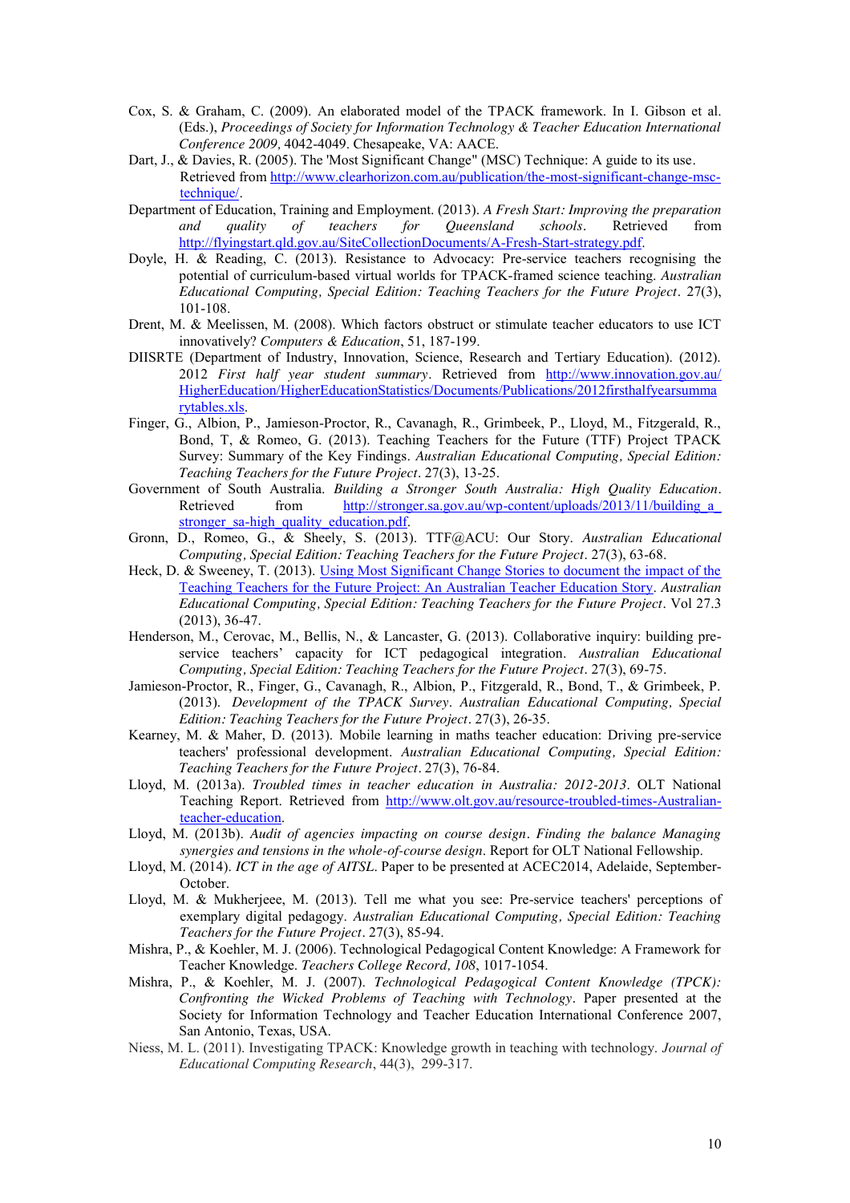Cox, S. & Graham, C. (2009). An elaborated model of the TPACK framework. In I. Gibson et al. (Eds.), *Proceedings of Society for Information Technology & Teacher Education International Conference 2009,* 4042-4049. Chesapeake, VA: AACE.

Dart, J., & Davies, R. (2005). The 'Most Significant Change" (MSC) Technique: A guide to its use. Retrieved from [http://www.clearhorizon.com.au/publication/the-most-significant-change-msc-technique/](http://www.clearhorizon.com.au/publication/the-most-significant-change-msc-technique/).

Department of Education, Training and Employment. (2013). *A Fresh Start: Improving the preparation and quality of teachers for Queensland schools*. Retrieved from [http://flyingstart.qld.gov.au/SiteCollectionDocuments/A-Fresh-Start-strategy.pdf](http://flyingstart.qld.gov.au/SiteCollectionDocuments/A-Fresh-Start-strategy.pdf).

Doyle, H. & Reading, C. (2013). Resistance to Advocacy: Pre-service teachers recognising the potential of curriculum-based virtual worlds for TPACK-framed science teaching. *Australian Educational Computing, Special Edition: Teaching Teachers for the Future Project*. 27(3), 101-108.

Drent, M. & Meelissen, M. (2008). Which factors obstruct or stimulate teacher educators to use ICT innovatively? *Computers & Education*, 51, 187-199.

DIISRTE (Department of Industry, Innovation, Science, Research and Tertiary Education). (2012). 2012 *First half year student summary*. Retrieved from [http://www.innovation.gov.au/HigherEducation/HigherEducationStatistics/Documents/Publications/2012firsthalfyearsummarytables.xls](http://www.innovation.gov.au/HigherEducation/HigherEducationStatistics/Documents/Publications/2012firsthalfyearsummarytables.xls).

Finger, G., Albion, P., Jamieson-Proctor, R., Cavanagh, R., Grimbeek, P., Lloyd, M., Fitzgerald, R., Bond, T, & Romeo, G. (2013). Teaching Teachers for the Future (TTF) Project TPACK Survey: Summary of the Key Findings. *Australian Educational Computing, Special Edition: Teaching Teachers for the Future Project*. 27(3), 13-25.

Government of South Australia. *Building a Stronger South Australia: High Quality Education*. Retrieved from [http://stronger.sa.gov.au/wp-content/uploads/2013/11/building_a_stronger_sa-high_quality_education.pdf](http://stronger.sa.gov.au/wp-content/uploads/2013/11/building_a_stronger_sa-high_quality_education.pdf).

Gronn, D., Romeo, G., & Sheely, S. (2013). TTF@ACU: Our Story. *Australian Educational Computing, Special Edition: Teaching Teachers for the Future Project*. 27(3), 63-68.

Heck, D. & Sweeney, T. (2013). Using Most Significant Change Stories to document the impact of the Teaching Teachers for the Future Project: An Australian Teacher Education Story. *Australian Educational Computing, Special Edition: Teaching Teachers for the Future Project*. Vol 27.3 (2013), 36-47.

Henderson, M., Cerovac, M., Bellis, N., & Lancaster, G. (2013). Collaborative inquiry: building pre-service teachers' capacity for ICT pedagogical integration. *Australian Educational Computing, Special Edition: Teaching Teachers for the Future Project*. 27(3), 69-75.

Jamieson-Proctor, R., Finger, G., Cavanagh, R., Albion, P., Fitzgerald, R., Bond, T., & Grimbeek, P. (2013). *Development of the TPACK Survey*. *Australian Educational Computing, Special Edition: Teaching Teachers for the Future Project*. 27(3), 26-35.

Kearney, M. & Maher, D. (2013). Mobile learning in maths teacher education: Driving pre-service teachers' professional development. *Australian Educational Computing, Special Edition: Teaching Teachers for the Future Project*. 27(3), 76-84.

Lloyd, M. (2013a). *Troubled times in teacher education in Australia: 2012-2013*. OLT National Teaching Report. Retrieved from [http://www.olt.gov.au/resource-troubled-times-Australian-teacher-education](http://www.olt.gov.au/resource-troubled-times-Australian-teacher-education).

Lloyd, M. (2013b). *Audit of agencies impacting on course design*. *Finding the balance Managing synergies and tensions in the whole-of-course design*. Report for OLT National Fellowship.

Lloyd, M. (2014). *ICT in the age of AITSL*. Paper to be presented at ACEC2014, Adelaide, September-October.

Lloyd, M. & Mukherjeee, M. (2013). Tell me what you see: Pre-service teachers' perceptions of exemplary digital pedagogy. *Australian Educational Computing, Special Edition: Teaching Teachers for the Future Project*. 27(3), 85-94.

Mishra, P., & Koehler, M. J. (2006). Technological Pedagogical Content Knowledge: A Framework for Teacher Knowledge. *Teachers College Record, 108*, 1017-1054.

Mishra, P., & Koehler, M. J. (2007). *Technological Pedagogical Content Knowledge (TPCK): Confronting the Wicked Problems of Teaching with Technology*. Paper presented at the Society for Information Technology and Teacher Education International Conference 2007, San Antonio, Texas, USA.

Niess, M. L. (2011). Investigating TPACK: Knowledge growth in teaching with technology. *Journal of Educational Computing Research*, 44(3), 299-317.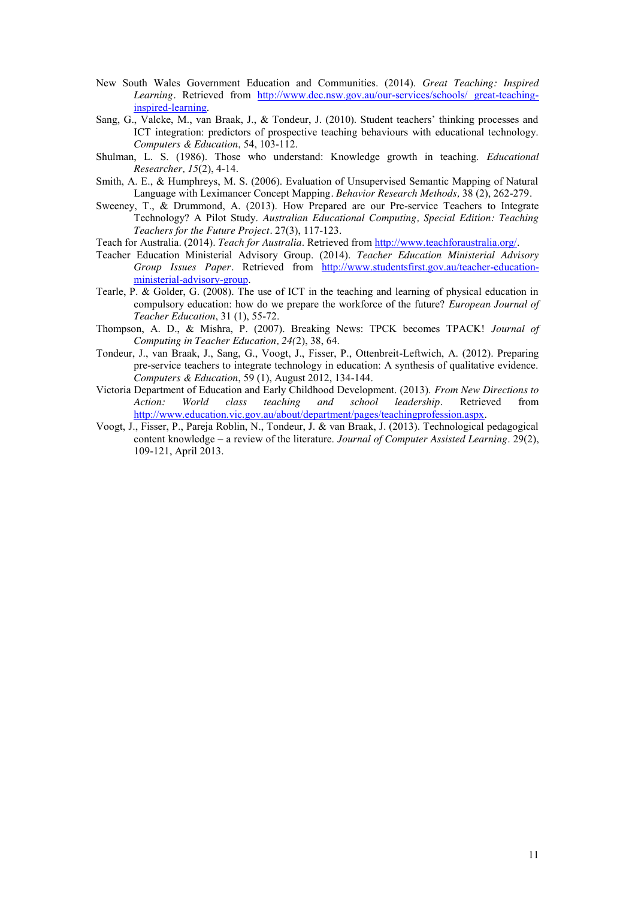New South Wales Government Education and Communities. (2014). *Great Teaching: Inspired Learning*. Retrieved from http://www.dec.nsw.gov.au/our-services/schools/ great-teaching-inspired-learning.

Sang, G., Valcke, M., van Braak, J., & Tondeur, J. (2010). Student teachers' thinking processes and ICT integration: predictors of prospective teaching behaviours with educational technology. *Computers & Education*, 54, 103-112.

Shulman, L. S. (1986). Those who understand: Knowledge growth in teaching. *Educational Researcher, 15*(2), 4-14.

Smith, A. E., & Humphreys, M. S. (2006). Evaluation of Unsupervised Semantic Mapping of Natural Language with Leximancer Concept Mapping. *Behavior Research Methods,* 38 (2), 262-279.

Sweeney, T., & Drummond, A. (2013). How Prepared are our Pre-service Teachers to Integrate Technology? A Pilot Study. *Australian Educational Computing, Special Edition: Teaching Teachers for the Future Project*. 27(3), 117-123.

Teach for Australia. (2014). *Teach for Australia*. Retrieved from http://www.teachforaustralia.org/.

Teacher Education Ministerial Advisory Group. (2014). *Teacher Education Ministerial Advisory Group Issues Paper*. Retrieved from http://www.studentsfirst.gov.au/teacher-education-ministerial-advisory-group.

Tearle, P. & Golder, G. (2008). The use of ICT in the teaching and learning of physical education in compulsory education: how do we prepare the workforce of the future? *European Journal of Teacher Education*, 31 (1), 55-72.

Thompson, A. D., & Mishra, P. (2007). Breaking News: TPCK becomes TPACK! *Journal of Computing in Teacher Education, 24(*2), 38, 64.

Tondeur, J., van Braak, J., Sang, G., Voogt, J., Fisser, P., Ottenbreit-Leftwich, A. (2012). Preparing pre-service teachers to integrate technology in education: A synthesis of qualitative evidence. *Computers & Education*, 59 (1), August 2012, 134-144.

Victoria Department of Education and Early Childhood Development. (2013). *From New Directions to Action: World class teaching and school leadership*. Retrieved from http://www.education.vic.gov.au/about/department/pages/teachingprofession.aspx.

Voogt, J., Fisser, P., Pareja Roblin, N., Tondeur, J. & van Braak, J. (2013). Technological pedagogical content knowledge – a review of the literature. *Journal of Computer Assisted Learning*. 29(2), 109-121, April 2013.